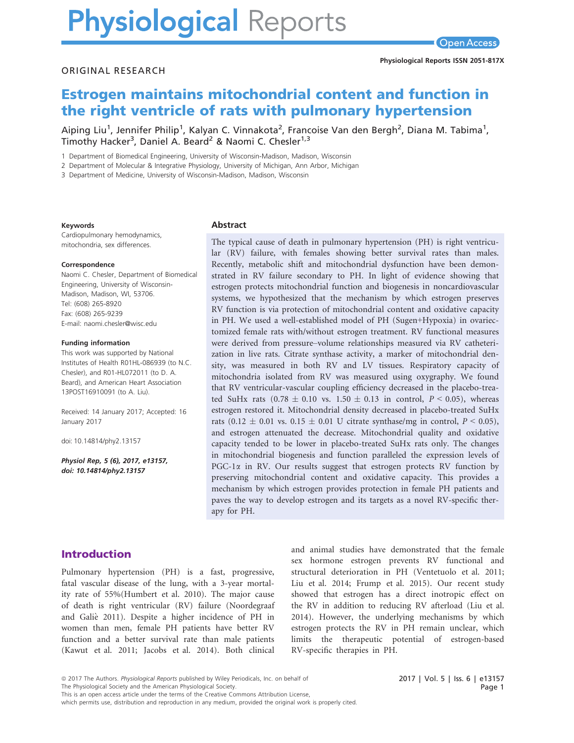ORIGINAL RESEARCH

# Estrogen maintains mitochondrial content and function in the right ventricle of rats with pulmonary hypertension

Aiping Liu[1], Jennifer Philip[1], Kalyan C. Vinnakota[2], Francoise Van den Bergh[2], Diana M. Tabima[1], Timothy Hacker[3], Daniel A. Beard[2] & Naomi C. Chesler[1,3]

1 Department of Biomedical Engineering, University of Wisconsin-Madison, Madison, Wisconsin

2 Department of Molecular & Integrative Physiology, University of Michigan, Ann Arbor, Michigan

3 Department of Medicine, University of Wisconsin-Madison, Madison, Wisconsin

**Keywords**

Cardiopulmonary hemodynamics, mitochondria, sex differences.

**Correspondence**

Naomi C. Chesler, Department of Biomedical Engineering, University of Wisconsin-Madison, Madison, WI, 53706.
Tel: (608) 265-8920
Fax: (608) 265-9239
E-mail: naomi.chesler@wisc.edu

**Funding information**

This work was supported by National Institutes of Health R01HL-086939 (to N.C. Chesler), and R01-HL072011 (to D. A. Beard), and American Heart Association 13POST16910091 (to A. Liu).

Received: 14 January 2017; Accepted: 16 January 2017

doi: 10.14814/phy2.13157

*Physiol Rep, 5 (6), 2017, e13157, doi: 10.14814/phy2.13157*

## Abstract

The typical cause of death in pulmonary hypertension (PH) is right ventricular (RV) failure, with females showing better survival rates than males. Recently, metabolic shift and mitochondrial dysfunction have been demonstrated in RV failure secondary to PH. In light of evidence showing that estrogen protects mitochondrial function and biogenesis in noncardiovascular systems, we hypothesized that the mechanism by which estrogen preserves RV function is via protection of mitochondrial content and oxidative capacity in PH. We used a well-established model of PH (Sugen+Hypoxia) in ovariectomized female rats with/without estrogen treatment. RV functional measures were derived from pressure–volume relationships measured via RV catheterization in live rats. Citrate synthase activity, a marker of mitochondrial density, was measured in both RV and LV tissues. Respiratory capacity of mitochondria isolated from RV was measured using oxygraphy. We found that RV ventricular-vascular coupling efficiency decreased in the placebo-treated SuHx rats ($0.78 \pm 0.10$ vs. $1.50 \pm 0.13$ in control, $P < 0.05$), whereas estrogen restored it. Mitochondrial density decreased in placebo-treated SuHx rats ($0.12 \pm 0.01$ vs. $0.15 \pm 0.01$ U citrate synthase/mg in control, $P < 0.05$), and estrogen attenuated the decrease. Mitochondrial quality and oxidative capacity tended to be lower in placebo-treated SuHx rats only. The changes in mitochondrial biogenesis and function paralleled the expression levels of PGC-1$\alpha$ in RV. Our results suggest that estrogen protects RV function by preserving mitochondrial content and oxidative capacity. This provides a mechanism by which estrogen provides protection in female PH patients and paves the way to develop estrogen and its targets as a novel RV-specific therapy for PH.

## Introduction

Pulmonary hypertension (PH) is a fast, progressive, fatal vascular disease of the lung, with a 3-year mortality rate of 55%(Humbert et al. 2010). The major cause of death is right ventricular (RV) failure (Noordegraaf and Galiè 2011). Despite a higher incidence of PH in women than men, female PH patients have better RV function and a better survival rate than male patients (Kawut et al. 2011; Jacobs et al. 2014). Both clinical and animal studies have demonstrated that the female sex hormone estrogen prevents RV functional and structural deterioration in PH (Ventetuolo et al. 2011; Liu et al. 2014; Frump et al. 2015). Our recent study showed that estrogen has a direct inotropic effect on the RV in addition to reducing RV afterload (Liu et al. 2014). However, the underlying mechanisms by which estrogen protects the RV in PH remain unclear, which limits the therapeutic potential of estrogen-based RV-specific therapies in PH.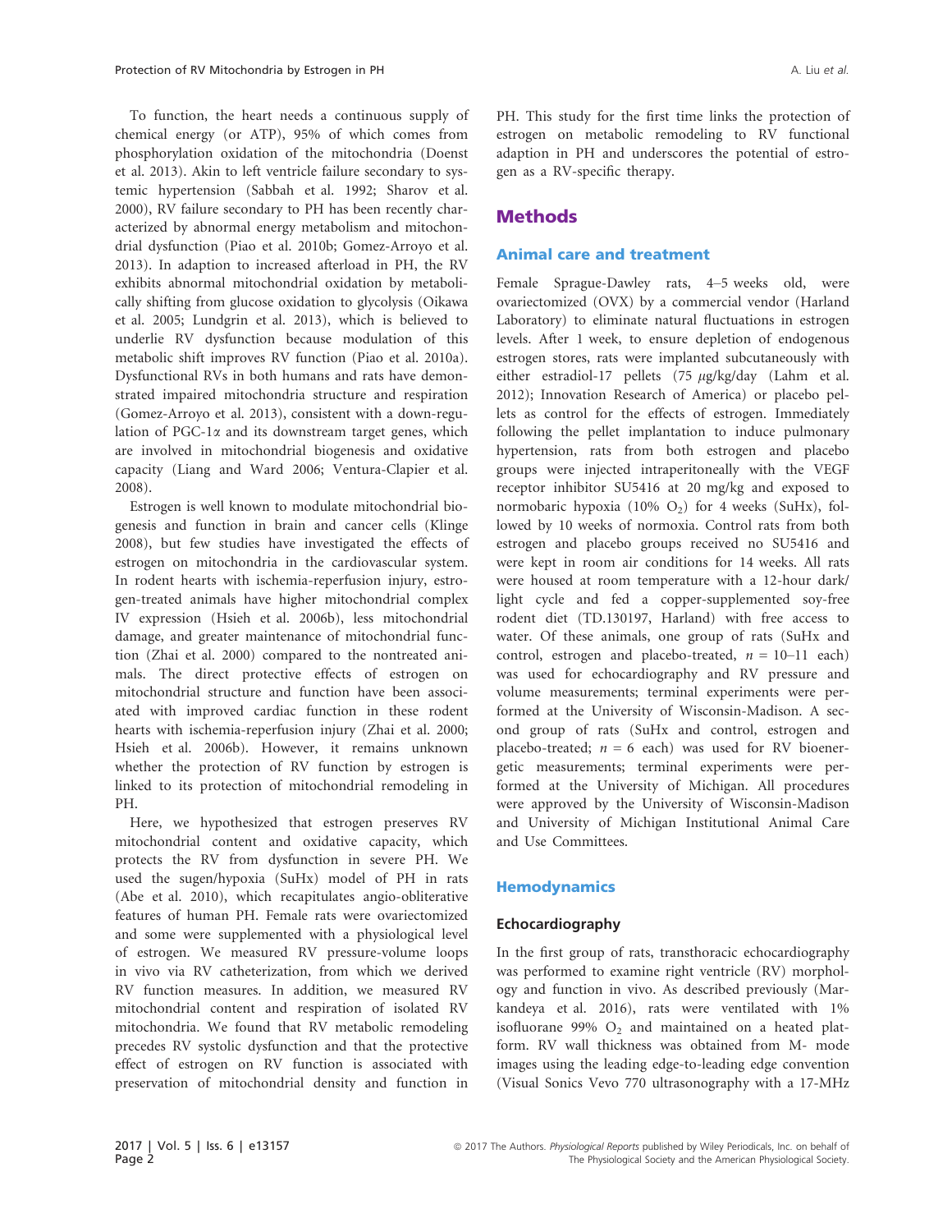To function, the heart needs a continuous supply of chemical energy (or ATP), 95% of which comes from phosphorylation oxidation of the mitochondria (Doenst et al. 2013). Akin to left ventricle failure secondary to systemic hypertension (Sabbah et al. 1992; Sharov et al. 2000), RV failure secondary to PH has recently characterized by abnormal energy metabolism and mitochondrial dysfunction (Piao et al. 2010b; Gomez-Arroyo et al. 2013). In adaption to increased afterload in PH, the RV exhibits abnormal mitochondrial oxidation by metabolically shifting from glucose oxidation to glycolysis (Oikawa et al. 2005; Lundgrin et al. 2013), which is believed to underlie RV dysfunction because modulation of this metabolic shift improves RV function (Piao et al. 2010a). Dysfunctional RVs in both humans and rats have demonstrated impaired mitochondria structure and respiration (Gomez-Arroyo et al. 2013), consistent with a down-regulation of PGC-1$\alpha$ and its downstream target genes, which are involved in mitochondrial biogenesis and oxidative capacity (Liang and Ward 2006; Ventura-Clapier et al. 2008).

Estrogen is well known to modulate mitochondrial biogenesis and function in brain and cancer cells (Klinge 2008), but few studies have investigated the effects of estrogen on mitochondria in the cardiovascular system. In rodent hearts with ischemia-reperfusion injury, estrogen-treated animals have higher mitochondrial complex IV expression (Hsieh et al. 2006b), less mitochondrial damage, and greater maintenance of mitochondrial function (Zhai et al. 2000) compared to the nontreated animals. The direct protective effects of estrogen on mitochondrial structure and function have been associated with improved cardiac function in these rodent hearts with ischemia-reperfusion injury (Zhai et al. 2000; Hsieh et al. 2006b). However, it remains unknown whether the protection of RV function by estrogen is linked to its protection of mitochondrial remodeling in PH.

Here, we hypothesized that estrogen preserves RV mitochondrial content and oxidative capacity, which protects the RV from dysfunction in severe PH. We used the sugen/hypoxia (SuHx) model of PH in rats (Abe et al. 2010), which recapitulates angio-obliterative features of human PH. Female rats were ovariectomized and some were supplemented with a physiological level of estrogen. We measured RV pressure-volume loops in vivo via RV catheterization, from which we derived RV function measures. In addition, we measured RV mitochondrial content and respiration of isolated RV mitochondria. We found that RV metabolic remodeling precedes RV systolic dysfunction and that the protective effect of estrogen on RV function is associated with preservation of mitochondrial density and function in PH. This study for the first time links the protection of estrogen on metabolic remodeling to RV functional adaption in PH and underscores the potential of estrogen as a RV-specific therapy.

# Methods

## Animal care and treatment

Female Sprague-Dawley rats, 4–5 weeks old, were ovariectomized (OVX) by a commercial vendor (Harland Laboratory) to eliminate natural fluctuations in estrogen levels. After 1 week, to ensure depletion of endogenous estrogen stores, rats were implanted subcutaneously with either estradiol-17 pellets (75 $\mu$g/kg/day (Lahm et al. 2012); Innovation Research of America) or placebo pellets as control for the effects of estrogen. Immediately following the pellet implantation to induce pulmonary hypertension, rats from both estrogen and placebo groups were injected intraperitoneally with the VEGF receptor inhibitor SU5416 at 20 mg/kg and exposed to normobaric hypoxia (10% $O_2$) for 4 weeks (SuHx), followed by 10 weeks of normoxia. Control rats from both estrogen and placebo groups received no SU5416 and were kept in room air conditions for 14 weeks. All rats were housed at room temperature with a 12-hour dark/light cycle and fed a copper-supplemented soy-free rodent diet (TD.130197, Harland) with free access to water. Of these animals, one group of rats (SuHx and control, estrogen and placebo-treated, $n = 10$–$11$ each) was used for echocardiography and RV pressure and volume measurements; terminal experiments were performed at the University of Wisconsin-Madison. A second group of rats (SuHx and control, estrogen and placebo-treated; $n = 6$ each) was used for RV bioenergetic measurements; terminal experiments were performed at the University of Michigan. All procedures were approved by the University of Wisconsin-Madison and University of Michigan Institutional Animal Care and Use Committees.

## Hemodynamics

### Echocardiography

In the first group of rats, transthoracic echocardiography was performed to examine right ventricle (RV) morphology and function in vivo. As described previously (Markandeya et al. 2016), rats were ventilated with 1% isofluorane 99% $O_2$ and maintained on a heated platform. RV wall thickness was obtained from M- mode images using the leading edge-to-leading edge convention (Visual Sonics Vevo 770 ultrasonography with a 17-MHz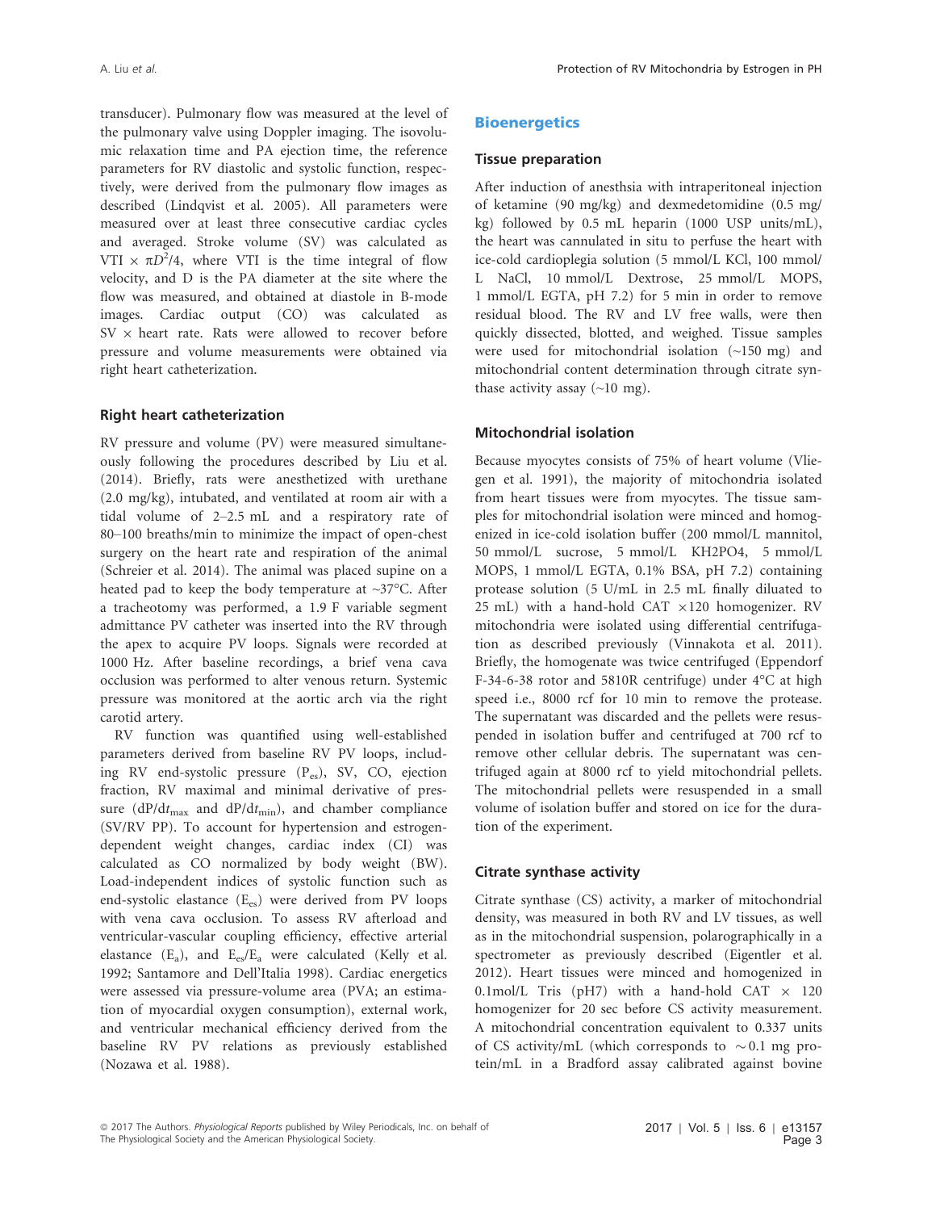transducer). Pulmonary flow was measured at the level of the pulmonary valve using Doppler imaging. The isovolumic relaxation time and PA ejection time, the reference parameters for RV diastolic and systolic function, respectively, were derived from the pulmonary flow images as described (Lindqvist et al. 2005). All parameters were measured over at least three consecutive cardiac cycles and averaged. Stroke volume (SV) was calculated as VTI $\times$ $\pi D^2/4$, where VTI is the time integral of flow velocity, and D is the PA diameter at the site where the flow was measured, and obtained at diastole in B-mode images. Cardiac output (CO) was calculated as SV $\times$ heart rate. Rats were allowed to recover before pressure and volume measurements were obtained via right heart catheterization.

### Right heart catheterization

RV pressure and volume (PV) were measured simultaneously following the procedures described by Liu et al. (2014). Briefly, rats were anesthetized with urethane (2.0 mg/kg), intubated, and ventilated at room air with a tidal volume of 2–2.5 mL and a respiratory rate of 80–100 breaths/min to minimize the impact of open-chest surgery on the heart rate and respiration of the animal (Schreier et al. 2014). The animal was placed supine on a heated pad to keep the body temperature at ~37°C. After a tracheotomy was performed, a 1.9 F variable segment admittance PV catheter was inserted into the RV through the apex to acquire PV loops. Signals were recorded at 1000 Hz. After baseline recordings, a brief vena cava occlusion was performed to alter venous return. Systemic pressure was monitored at the aortic arch via the right carotid artery.

RV function was quantified using well-established parameters derived from baseline RV PV loops, including RV end-systolic pressure ($P_{es}$), SV, CO, ejection fraction, RV maximal and minimal derivative of pressure ($dP/dt_{max}$ and $dP/dt_{min}$), and chamber compliance (SV/RV PP). To account for hypertension and estrogen-dependent weight changes, cardiac index (CI) was calculated as CO normalized by body weight (BW). Load-independent indices of systolic function such as end-systolic elastance ($E_{es}$) were derived from PV loops with vena cava occlusion. To assess RV afterload and ventricular-vascular coupling efficiency, effective arterial elastance ($E_a$), and $E_{es}/E_a$ were calculated (Kelly et al. 1992; Santamore and Dell'Italia 1998). Cardiac energetics were assessed via pressure-volume area (PVA; an estimation of myocardial oxygen consumption), external work, and ventricular mechanical efficiency derived from the baseline RV PV relations as previously established (Nozawa et al. 1988).

## Bioenergetics

### Tissue preparation

After induction of anesthsia with intraperitoneal injection of ketamine (90 mg/kg) and dexmedetomidine (0.5 mg/kg) followed by 0.5 mL heparin (1000 USP units/mL), the heart was cannulated in situ to perfuse the heart with ice-cold cardioplegia solution (5 mmol/L KCl, 100 mmol/L NaCl, 10 mmol/L Dextrose, 25 mmol/L MOPS, 1 mmol/L EGTA, pH 7.2) for 5 min in order to remove residual blood. The RV and LV free walls, were then quickly dissected, blotted, and weighed. Tissue samples were used for mitochondrial isolation (~150 mg) and mitochondrial content determination through citrate synthase activity assay (~10 mg).

### Mitochondrial isolation

Because myocytes consists of 75% of heart volume (Vliegen et al. 1991), the majority of mitochondria isolated from heart tissues were from myocytes. The tissue samples for mitochondrial isolation were minced and homogenized in ice-cold isolation buffer (200 mmol/L mannitol, 50 mmol/L sucrose, 5 mmol/L $KH_2PO_4$, 5 mmol/L MOPS, 1 mmol/L EGTA, 0.1% BSA, pH 7.2) containing protease solution (5 U/mL in 2.5 mL finally diluted to 25 mL) with a hand-hold CAT $\times$120 homogenizer. RV mitochondria were isolated using differential centrifugation as described previously (Vinnakota et al. 2011). Briefly, the homogenate was twice centrifuged (Eppendorf F-34-6-38 rotor and 5810R centrifuge) under 4°C at high speed i.e., 8000 rcf for 10 min to remove the protease. The supernatant was discarded and the pellets were resuspended in isolation buffer and centrifuged at 700 rcf to remove other cellular debris. The supernatant was centrifuged again at 8000 rcf to yield mitochondrial pellets. The mitochondrial pellets were resuspended in a small volume of isolation buffer and stored on ice for the duration of the experiment.

### Citrate synthase activity

Citrate synthase (CS) activity, a marker of mitochondrial density, was measured in both RV and LV tissues, as well as in the mitochondrial suspension, polarographically in a spectrometer as previously described (Eigentler et al. 2012). Heart tissues were minced and homogenized in 0.1mol/L Tris (pH7) with a hand-hold CAT $\times$ 120 homogenizer for 20 sec before CS activity measurement. A mitochondrial concentration equivalent to 0.337 units of CS activity/mL (which corresponds to $\sim$0.1 mg protein/mL in a Bradford assay calibrated against bovine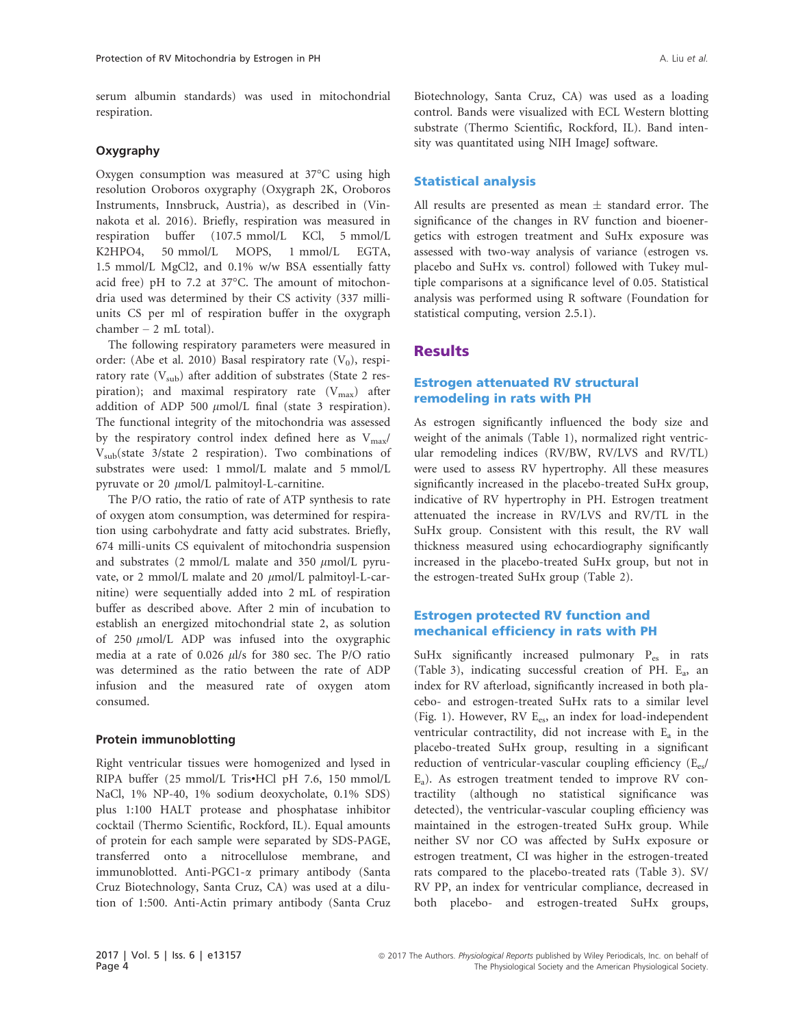serum albumin standards) was used in mitochondrial respiration.

### Oxygraphy

Oxygen consumption was measured at 37°C using high resolution Oroboros oxygraphy (Oxygraph 2K, Oroboros Instruments, Innsbruck, Austria), as described in (Vinnakota et al. 2016). Briefly, respiration was measured in respiration buffer (107.5 mmol/L KCl, 5 mmol/L K2HPO4, 50 mmol/L MOPS, 1 mmol/L EGTA, 1.5 mmol/L MgCl2, and 0.1% w/w BSA essentially fatty acid free) pH to 7.2 at 37°C. The amount of mitochondria used was determined by their CS activity (337 milliunits CS per ml of respiration buffer in the oxygraph chamber – 2 mL total).

The following respiratory parameters were measured in order: (Abe et al. 2010) Basal respiratory rate ($V_0$), respiratory rate ($V_{sub}$) after addition of substrates (State 2 respiration); and maximal respiratory rate ($V_{max}$) after addition of ADP 500 $\mu$mol/L final (state 3 respiration). The functional integrity of the mitochondria was assessed by the respiratory control index defined here as $V_{max}/V_{sub}$(state 3/state 2 respiration). Two combinations of substrates were used: 1 mmol/L malate and 5 mmol/L pyruvate or 20 $\mu$mol/L palmitoyl-L-carnitine.

The P/O ratio, the ratio of rate of ATP synthesis to rate of oxygen atom consumption, was determined for respiration using carbohydrate and fatty acid substrates. Briefly, 674 milli-units CS equivalent of mitochondria suspension and substrates (2 mmol/L malate and 350 $\mu$mol/L pyruvate, or 2 mmol/L malate and 20 $\mu$mol/L palmitoyl-L-carnitine) were sequentially added into 2 mL of respiration buffer as described above. After 2 min of incubation to establish an energized mitochondrial state 2, as solution of 250 $\mu$mol/L ADP was infused into the oxygraphic media at a rate of 0.026 $\mu$l/s for 380 sec. The P/O ratio was determined as the ratio between the rate of ADP infusion and the measured rate of oxygen atom consumed.

### Protein immunoblotting

Right ventricular tissues were homogenized and lysed in RIPA buffer (25 mmol/L Tris•HCl pH 7.6, 150 mmol/L NaCl, 1% NP-40, 1% sodium deoxycholate, 0.1% SDS) plus 1:100 HALT protease and phosphatase inhibitor cocktail (Thermo Scientific, Rockford, IL). Equal amounts of protein for each sample were separated by SDS-PAGE, transferred onto a nitrocellulose membrane, and immunoblotted. Anti-PGC1-$\alpha$ primary antibody (Santa Cruz Biotechnology, Santa Cruz, CA) was used at a dilution of 1:500. Anti-Actin primary antibody (Santa Cruz Biotechnology, Santa Cruz, CA) was used as a loading control. Bands were visualized with ECL Western blotting substrate (Thermo Scientific, Rockford, IL). Band intensity was quantitated using NIH ImageJ software.

### Statistical analysis

All results are presented as mean ± standard error. The significance of the changes in RV function and bioenergetics with estrogen treatment and SuHx exposure was assessed with two-way analysis of variance (estrogen vs. placebo and SuHx vs. control) followed with Tukey multiple comparisons at a significance level of 0.05. Statistical analysis was performed using R software (Foundation for statistical computing, version 2.5.1).

## Results

### Estrogen attenuated RV structural remodeling in rats with PH

As estrogen significantly influenced the body size and weight of the animals (Table 1), normalized right ventricular remodeling indices (RV/BW, RV/LVS and RV/TL) were used to assess RV hypertrophy. All these measures significantly increased in the placebo-treated SuHx group, indicative of RV hypertrophy in PH. Estrogen treatment attenuated the increase in RV/LVS and RV/TL in the SuHx group. Consistent with this result, the RV wall thickness measured using echocardiography significantly increased in the placebo-treated SuHx group, but not in the estrogen-treated SuHx group (Table 2).

### Estrogen protected RV function and mechanical efficiency in rats with PH

SuHx significantly increased pulmonary $P_{es}$ in rats (Table 3), indicating successful creation of PH. $E_a$, an index for RV afterload, significantly increased in both placebo- and estrogen-treated SuHx rats to a similar level (Fig. 1). However, RV $E_{es}$, an index for load-independent ventricular contractility, did not increase with $E_a$ in the placebo-treated SuHx group, resulting in a significant reduction of ventricular-vascular coupling efficiency ($E_{es}/E_a$). As estrogen treatment tended to improve RV contractility (although no statistical significance was detected), the ventricular-vascular coupling efficiency was maintained in the estrogen-treated SuHx group. While neither SV nor CO was affected by SuHx exposure or estrogen treatment, CI was higher in the estrogen-treated rats compared to the placebo-treated rats (Table 3). SV/RV PP, an index for ventricular compliance, decreased in both placebo- and estrogen-treated SuHx groups,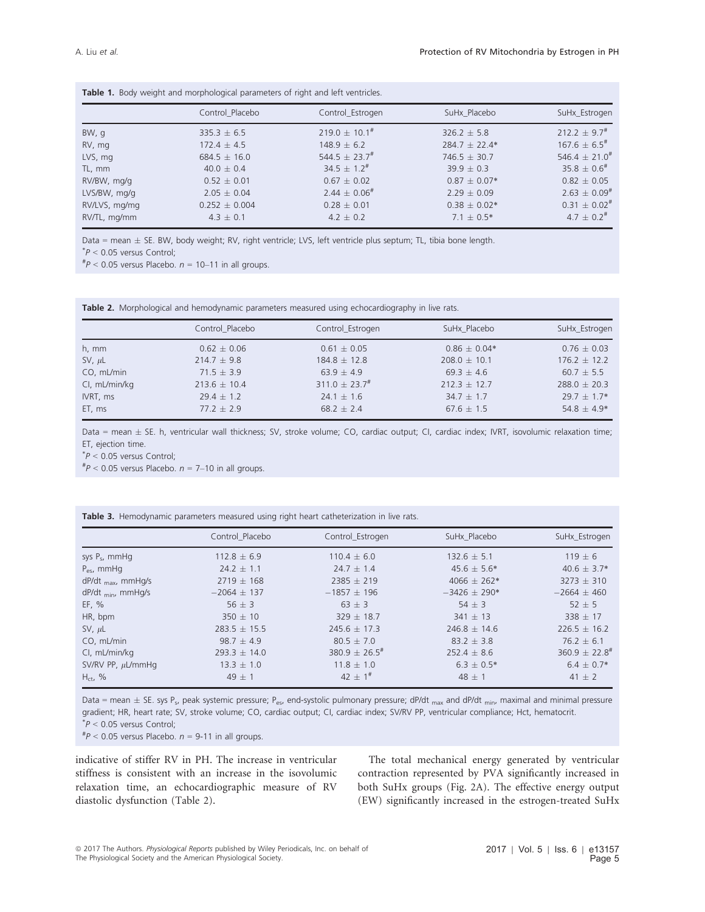**Table 1.** Body weight and morphological parameters of right and left ventricles.

| | Control_Placebo | Control_Estrogen | SuHx_Placebo | SuHx_Estrogen |
|---|---|---|---|---|
| BW, g | 335.3 ± 6.5 | 219.0 ± 10.1$^{\#}$ | 326.2 ± 5.8 | 212.2 ± 9.7$^{\#}$ |
| RV, mg | 172.4 ± 4.5 | 148.9 ± 6.2 | 284.7 ± 22.4* | 167.6 ± 6.5$^{\#}$ |
| LVS, mg | 684.5 ± 16.0 | 544.5 ± 23.7$^{\#}$ | 746.5 ± 30.7 | 546.4 ± 21.0$^{\#}$ |
| TL, mm | 40.0 ± 0.4 | 34.5 ± 1.2$^{\#}$ | 39.9 ± 0.3 | 35.8 ± 0.6$^{\#}$ |
| RV/BW, mg/g | 0.52 ± 0.01 | 0.67 ± 0.02 | 0.87 ± 0.07* | 0.82 ± 0.05 |
| LVS/BW, mg/g | 2.05 ± 0.04 | 2.44 ± 0.06$^{\#}$ | 2.29 ± 0.09 | 2.63 ± 0.09$^{\#}$ |
| RV/LVS, mg/mg | 0.252 ± 0.004 | 0.28 ± 0.01 | 0.38 ± 0.02* | 0.31 ± 0.02$^{\#}$ |
| RV/TL, mg/mm | 4.3 ± 0.1 | 4.2 ± 0.2 | 7.1 ± 0.5* | 4.7 ± 0.2$^{\#}$ |

Data = mean ± SE. BW, body weight; RV, right ventricle; LVS, left ventricle plus septum; TL, tibia bone length.
*$P < 0.05$ versus Control;
$^{\#}P < 0.05$ versus Placebo. $n$ = 10–11 in all groups.

**Table 2.** Morphological and hemodynamic parameters measured using echocardiography in live rats.

| | Control_Placebo | Control_Estrogen | SuHx_Placebo | SuHx_Estrogen |
|---|---|---|---|---|
| h, mm | 0.62 ± 0.06 | 0.61 ± 0.05 | 0.86 ± 0.04* | 0.76 ± 0.03 |
| SV, $\mu$L | 214.7 ± 9.8 | 184.8 ± 12.8 | 208.0 ± 10.1 | 176.2 ± 12.2 |
| CO, mL/min | 71.5 ± 3.9 | 63.9 ± 4.9 | 69.3 ± 4.6 | 60.7 ± 5.5 |
| CI, mL/min/kg | 213.6 ± 10.4 | 311.0 ± 23.7$^{\#}$ | 212.3 ± 12.7 | 288.0 ± 20.3 |
| IVRT, ms | 29.4 ± 1.2 | 24.1 ± 1.6 | 34.7 ± 1.7 | 29.7 ± 1.7* |
| ET, ms | 77.2 ± 2.9 | 68.2 ± 2.4 | 67.6 ± 1.5 | 54.8 ± 4.9* |

Data = mean ± SE. h, ventricular wall thickness; SV, stroke volume; CO, cardiac output; CI, cardiac index; IVRT, isovolumic relaxation time; ET, ejection time.
*$P < 0.05$ versus Control;
$^{\#}P < 0.05$ versus Placebo. $n$ = 7–10 in all groups.

**Table 3.** Hemodynamic parameters measured using right heart catheterization in live rats.

| | Control_Placebo | Control_Estrogen | SuHx_Placebo | SuHx_Estrogen |
|---|---|---|---|---|
| sys $P_s$, mmHg | 112.8 ± 6.9 | 110.4 ± 6.0 | 132.6 ± 5.1 | 119 ± 6 |
| $P_{es}$, mmHg | 24.2 ± 1.1 | 24.7 ± 1.4 | 45.6 ± 5.6* | 40.6 ± 3.7* |
| $dP/dt_{max}$, mmHg/s | 2719 ± 168 | 2385 ± 219 | 4066 ± 262* | 3273 ± 310 |
| $dP/dt_{min}$, mmHg/s | −2064 ± 137 | −1857 ± 196 | −3426 ± 290* | −2664 ± 460 |
| EF, % | 56 ± 3 | 63 ± 3 | 54 ± 3 | 52 ± 5 |
| HR, bpm | 350 ± 10 | 329 ± 18.7 | 341 ± 13 | 338 ± 17 |
| SV, $\mu$L | 283.5 ± 15.5 | 245.6 ± 17.3 | 246.8 ± 14.6 | 226.5 ± 16.2 |
| CO, mL/min | 98.7 ± 4.9 | 80.5 ± 7.0 | 83.2 ± 3.8 | 76.2 ± 6.1 |
| CI, mL/min/kg | 293.3 ± 14.0 | 380.9 ± 26.5$^{\#}$ | 252.4 ± 8.6 | 360.9 ± 22.8$^{\#}$ |
| SV/RV PP, $\mu$L/mmHg | 13.3 ± 1.0 | 11.8 ± 1.0 | 6.3 ± 0.5* | 6.4 ± 0.7* |
| $H_{ct}$, % | 49 ± 1 | 42 ± 1$^{\#}$ | 48 ± 1 | 41 ± 2 |

Data = mean ± SE. sys $P_s$, peak systemic pressure; $P_{es}$, end-systolic pulmonary pressure; $dP/dt_{max}$ and $dP/dt_{min}$, maximal and minimal pressure gradient; HR, heart rate; SV, stroke volume; CO, cardiac output; CI, cardiac index; SV/RV PP, ventricular compliance; Hct, hematocrit.
*$P < 0.05$ versus Control;
$^{\#}P < 0.05$ versus Placebo. $n$ = 9-11 in all groups.

indicative of stiffer RV in PH. The increase in ventricular stiffness is consistent with an increase in the isovolumic relaxation time, an echocardiographic measure of RV diastolic dysfunction (Table 2).

The total mechanical energy generated by ventricular contraction represented by PVA significantly increased in both SuHx groups (Fig. 2A). The effective energy output (EW) significantly increased in the estrogen-treated SuHx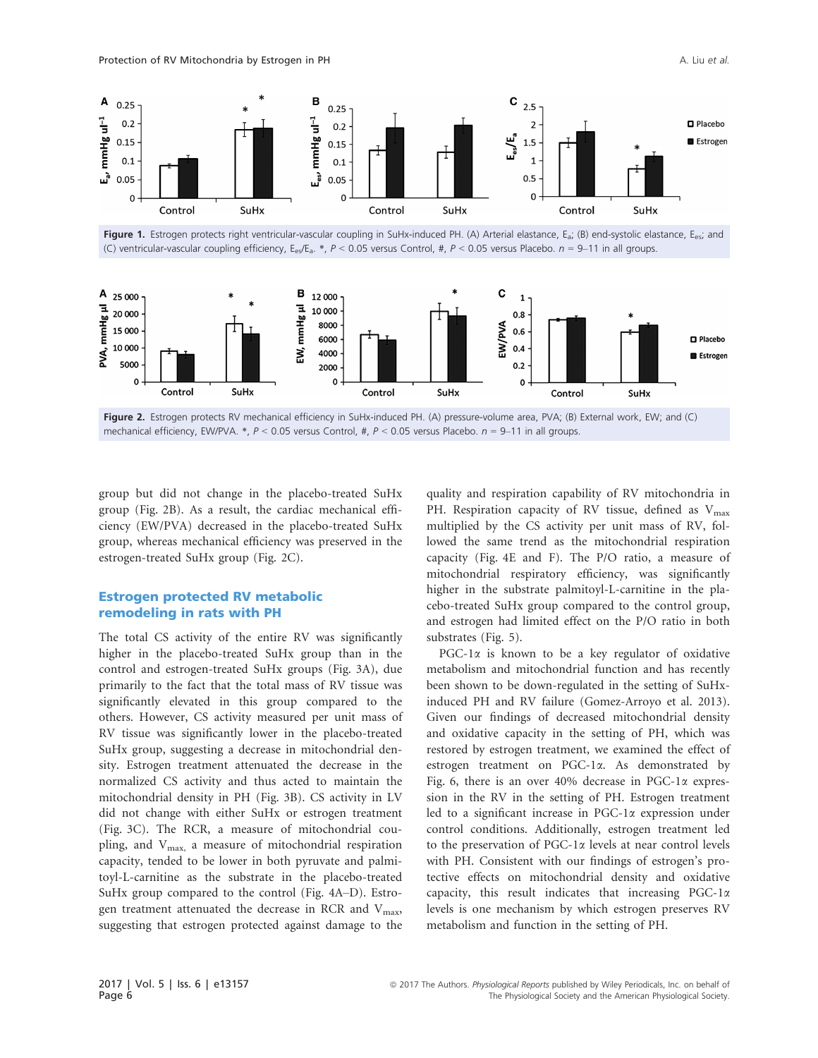Figure 1. Estrogen protects right ventricular-vascular coupling in SuHx-induced PH. (A) Arterial elastance, $E_a$; (B) end-systolic elastance, $E_{es}$; and (C) ventricular-vascular coupling efficiency, $E_{es}/E_a$. *, $P < 0.05$ versus Control, #, $P < 0.05$ versus Placebo. $n$ = 9–11 in all groups.

Figure 2. Estrogen protects RV mechanical efficiency in SuHx-induced PH. (A) pressure-volume area, PVA; (B) External work, EW; and (C) mechanical efficiency, EW/PVA. *, $P < 0.05$ versus Control, #, $P < 0.05$ versus Placebo. $n$ = 9–11 in all groups.

group but did not change in the placebo-treated SuHx group (Fig. 2B). As a result, the cardiac mechanical efficiency (EW/PVA) decreased in the placebo-treated SuHx group, whereas mechanical efficiency was preserved in the estrogen-treated SuHx group (Fig. 2C).

## Estrogen protected RV metabolic remodeling in rats with PH

The total CS activity of the entire RV was significantly higher in the placebo-treated SuHx group than in the control and estrogen-treated SuHx groups (Fig. 3A), due primarily to the fact that the total mass of RV tissue was significantly elevated in this group compared to the others. However, CS activity measured per unit mass of RV tissue was significantly lower in the placebo-treated SuHx group, suggesting a decrease in mitochondrial density. Estrogen treatment attenuated the decrease in the normalized CS activity and thus acted to maintain the mitochondrial density in PH (Fig. 3B). CS activity in LV did not change with either SuHx or estrogen treatment (Fig. 3C). The RCR, a measure of mitochondrial coupling, and $V_{max,}$ a measure of mitochondrial respiration capacity, tended to be lower in both pyruvate and palmitoyl-L-carnitine as the substrate in the placebo-treated SuHx group compared to the control (Fig. 4A–D). Estrogen treatment attenuated the decrease in RCR and $V_{max}$, suggesting that estrogen protected against damage to the quality and respiration capability of RV mitochondria in PH. Respiration capacity of RV tissue, defined as $V_{max}$ multiplied by the CS activity per unit mass of RV, followed the same trend as the mitochondrial respiration capacity (Fig. 4E and F). The P/O ratio, a measure of mitochondrial respiratory efficiency, was significantly higher in the substrate palmitoyl-L-carnitine in the placebo-treated SuHx group compared to the control group, and estrogen had limited effect on the P/O ratio in both substrates (Fig. 5).

PGC-1α is known to be a key regulator of oxidative metabolism and mitochondrial function and has recently been shown to be down-regulated in the setting of SuHx-induced PH and RV failure (Gomez-Arroyo et al. 2013). Given our findings of decreased mitochondrial density and oxidative capacity in the setting of PH, which was restored by estrogen treatment, we examined the effect of estrogen treatment on PGC-1α. As demonstrated by Fig. 6, there is an over 40% decrease in PGC-1α expression in the RV in the setting of PH. Estrogen treatment led to a significant increase in PGC-1α expression under control conditions. Additionally, estrogen treatment led to the preservation of PGC-1α levels at near control levels with PH. Consistent with our findings of estrogen's protective effects on mitochondrial density and oxidative capacity, this result indicates that increasing PGC-1α levels is one mechanism by which estrogen preserves RV metabolism and function in the setting of PH.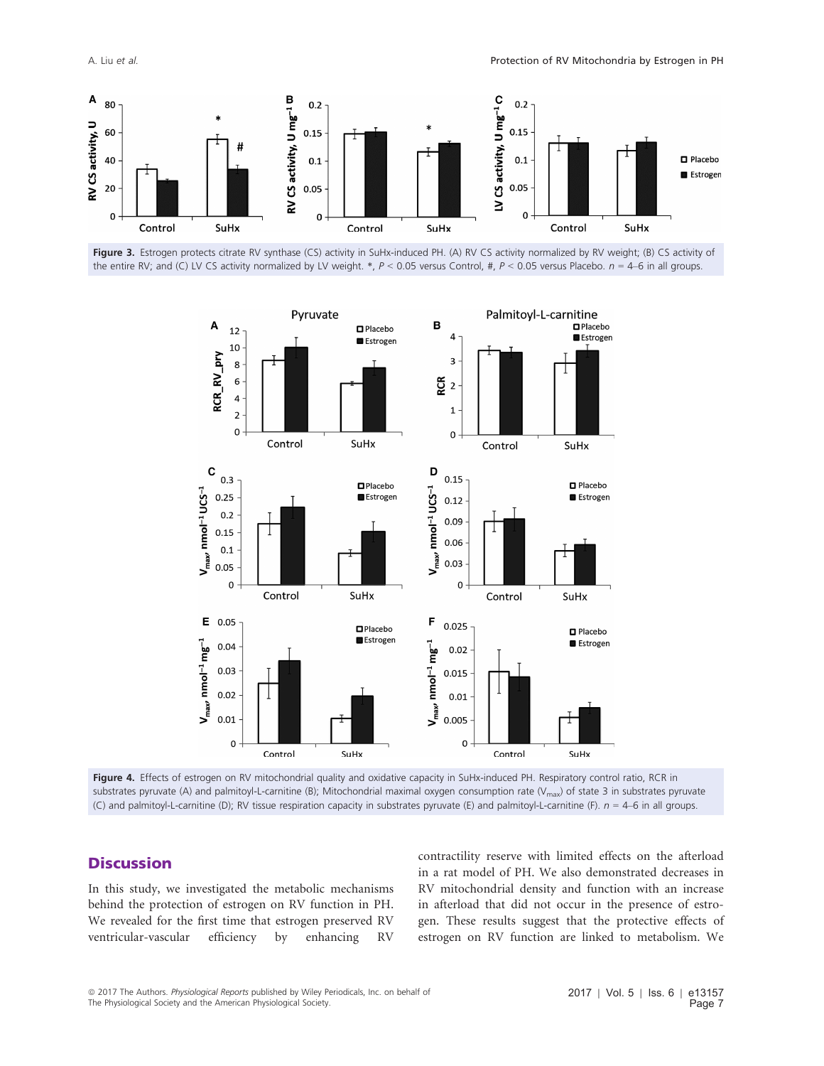**Figure 3.** Estrogen protects citrate RV synthase (CS) activity in SuHx-induced PH. (A) RV CS activity normalized by RV weight; (B) CS activity of the entire RV; and (C) LV CS activity normalized by LV weight. *, $P < 0.05$ versus Control, #, $P < 0.05$ versus Placebo. $n$ = 4–6 in all groups.

**Figure 4.** Effects of estrogen on RV mitochondrial quality and oxidative capacity in SuHx-induced PH. Respiratory control ratio, RCR in substrates pyruvate (A) and palmitoyl-L-carnitine (B); Mitochondrial maximal oxygen consumption rate ($V_{max}$) of state 3 in substrates pyruvate (C) and palmitoyl-L-carnitine (D); RV tissue respiration capacity in substrates pyruvate (E) and palmitoyl-L-carnitine (F). $n$ = 4–6 in all groups.

## Discussion

In this study, we investigated the metabolic mechanisms behind the protection of estrogen on RV function in PH. We revealed for the first time that estrogen preserved RV ventricular-vascular efficiency by enhancing RV contractility reserve with limited effects on the afterload in a rat model of PH. We also demonstrated decreases in RV mitochondrial density and function with an increase in afterload that did not occur in the presence of estrogen. These results suggest that the protective effects of estrogen on RV function are linked to metabolism. We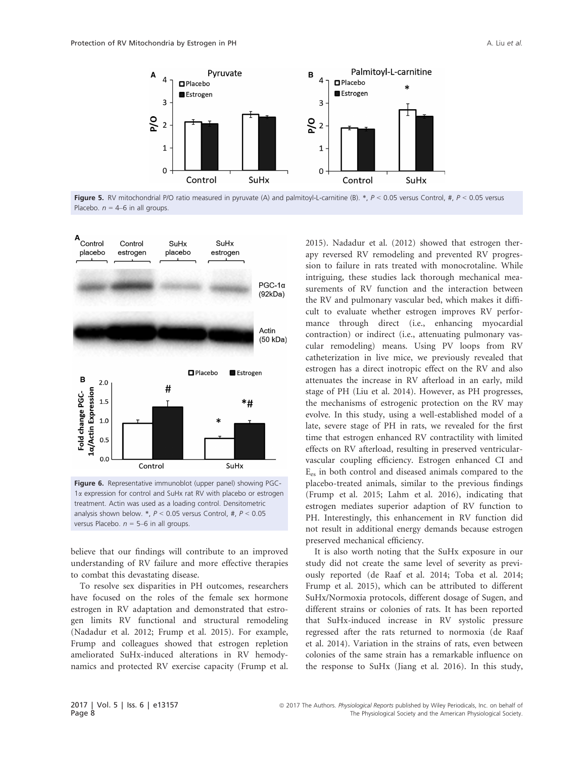Figure 5. RV mitochondrial P/O ratio measured in pyruvate (A) and palmitoyl-L-carnitine (B). *, $P < 0.05$ versus Control, #, $P < 0.05$ versus Placebo. $n$ = 4–6 in all groups.

Figure 6. Representative immunoblot (upper panel) showing PGC-1α expression for control and SuHx rat RV with placebo or estrogen treatment. Actin was used as a loading control. Densitometric analysis shown below. *, $P < 0.05$ versus Control, #, $P < 0.05$ versus Placebo. $n$ = 5–6 in all groups.

believe that our findings will contribute to an improved understanding of RV failure and more effective therapies to combat this devastating disease.

To resolve sex disparities in PH outcomes, researchers have focused on the roles of the female sex hormone estrogen in RV adaptation and demonstrated that estrogen limits RV functional and structural remodeling (Nadadur et al. 2012; Frump et al. 2015). For example, Frump and colleagues showed that estrogen repletion ameliorated SuHx-induced alterations in RV hemodynamics and protected RV exercise capacity (Frump et al. 2015). Nadadur et al. (2012) showed that estrogen therapy reversed RV remodeling and prevented RV progression to failure in rats treated with monocrotaline. While intriguing, these studies lack thorough mechanical measurements of RV function and the interaction between the RV and pulmonary vascular bed, which makes it difficult to evaluate whether estrogen improves RV performance through direct (i.e., enhancing myocardial contraction) or indirect (i.e., attenuating pulmonary vascular remodeling) means. Using PV loops from RV catheterization in live mice, we previously revealed that estrogen has a direct inotropic effect on the RV and also attenuates the increase in RV afterload in an early, mild stage of PH (Liu et al. 2014). However, as PH progresses, the mechanisms of estrogenic protection on the RV may evolve. In this study, using a well-established model of a late, severe stage of PH in rats, we revealed for the first time that estrogen enhanced RV contractility with limited effects on RV afterload, resulting in preserved ventricular-vascular coupling efficiency. Estrogen enhanced CI and $E_{es}$ in both control and diseased animals compared to the placebo-treated animals, similar to the previous findings (Frump et al. 2015; Lahm et al. 2016), indicating that estrogen mediates superior adaption of RV function to PH. Interestingly, this enhancement in RV function did not result in additional energy demands because estrogen preserved mechanical efficiency.

It is also worth noting that the SuHx exposure in our study did not create the same level of severity as previously reported (de Raaf et al. 2014; Toba et al. 2014; Frump et al. 2015), which can be attributed to different SuHx/Normoxia protocols, different dosage of Sugen, and different strains or colonies of rats. It has been reported that SuHx-induced increase in RV systolic pressure regressed after the rats returned to normoxia (de Raaf et al. 2014). Variation in the strains of rats, even between colonies of the same strain has a remarkable influence on the response to SuHx (Jiang et al. 2016). In this study,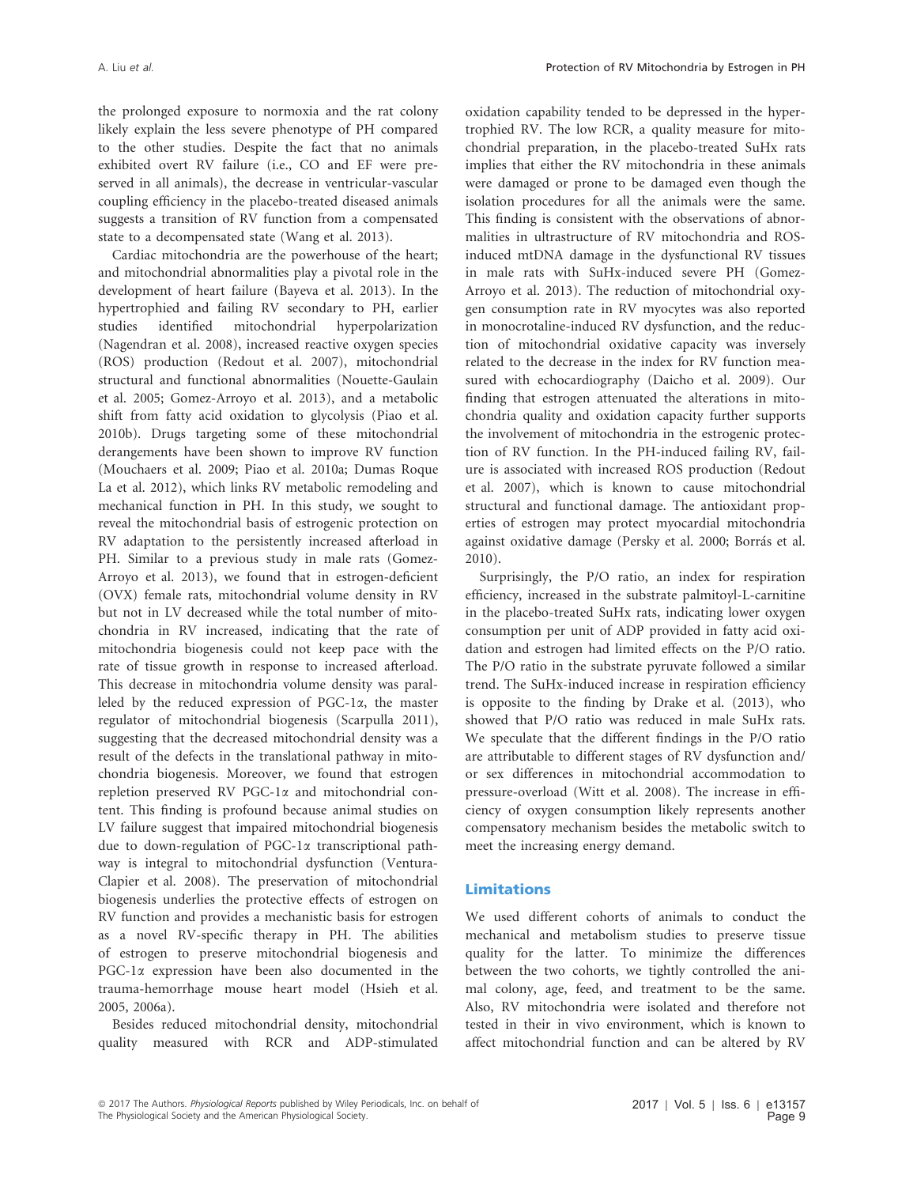the prolonged exposure to normoxia and the rat colony likely explain the less severe phenotype of PH compared to the other studies. Despite the fact that no animals exhibited overt RV failure (i.e., CO and EF were preserved in all animals), the decrease in ventricular-vascular coupling efficiency in the placebo-treated diseased animals suggests a transition of RV function from a compensated state to a decompensated state (Wang et al. 2013).

Cardiac mitochondria are the powerhouse of the heart; and mitochondrial abnormalities play a pivotal role in the development of heart failure (Bayeva et al. 2013). In the hypertrophied and failing RV secondary to PH, earlier studies identified mitochondrial hyperpolarization (Nagendran et al. 2008), increased reactive oxygen species (ROS) production (Redout et al. 2007), mitochondrial structural and functional abnormalities (Nouette-Gaulain et al. 2005; Gomez-Arroyo et al. 2013), and a metabolic shift from fatty acid oxidation to glycolysis (Piao et al. 2010b). Drugs targeting some of these mitochondrial derangements have been shown to improve RV function (Mouchaers et al. 2009; Piao et al. 2010a; Dumas Roque La et al. 2012), which links RV metabolic remodeling and mechanical function in PH. In this study, we sought to reveal the mitochondrial basis of estrogenic protection on RV adaptation to the persistently increased afterload in PH. Similar to a previous study in male rats (Gomez-Arroyo et al. 2013), we found that in estrogen-deficient (OVX) female rats, mitochondrial volume density in RV but not in LV decreased while the total number of mitochondria in RV increased, indicating that the rate of mitochondria biogenesis could not keep pace with the rate of tissue growth in response to increased afterload. This decrease in mitochondria volume density was paralleled by the reduced expression of PGC-1α, the master regulator of mitochondrial biogenesis (Scarpulla 2011), suggesting that the decreased mitochondrial density was a result of the defects in the translational pathway in mitochondria biogenesis. Moreover, we found that estrogen repletion preserved RV PGC-1α and mitochondrial content. This finding is profound because animal studies on LV failure suggest that impaired mitochondrial biogenesis due to down-regulation of PGC-1α transcriptional pathway is integral to mitochondrial dysfunction (Ventura-Clapier et al. 2008). The preservation of mitochondrial biogenesis underlies the protective effects of estrogen on RV function and provides a mechanistic basis for estrogen as a novel RV-specific therapy in PH. The abilities of estrogen to preserve mitochondrial biogenesis and PGC-1α expression have been also documented in the trauma-hemorrhage mouse heart model (Hsieh et al. 2005, 2006a).

Besides reduced mitochondrial density, mitochondrial quality measured with RCR and ADP-stimulated oxidation capability tended to be depressed in the hypertrophied RV. The low RCR, a quality measure for mitochondrial preparation, in the placebo-treated SuHx rats implies that either the RV mitochondria in these animals were damaged or prone to be damaged even though the isolation procedures for all the animals were the same. This finding is consistent with the observations of abnormalities in ultrastructure of RV mitochondria and ROS-induced mtDNA damage in the dysfunctional RV tissues in male rats with SuHx-induced severe PH (Gomez-Arroyo et al. 2013). The reduction of mitochondrial oxygen consumption rate in RV myocytes was also reported in monocrotaline-induced RV dysfunction, and the reduction of mitochondrial oxidative capacity was inversely related to the decrease in the index for RV function measured with echocardiography (Daicho et al. 2009). Our finding that estrogen attenuated the alterations in mitochondria quality and oxidation capacity further supports the involvement of mitochondria in the estrogenic protection of RV function. In the PH-induced failing RV, failure is associated with increased ROS production (Redout et al. 2007), which is known to cause mitochondrial structural and functional damage. The antioxidant properties of estrogen may protect myocardial mitochondria against oxidative damage (Persky et al. 2000; Borrás et al. 2010).

Surprisingly, the P/O ratio, an index for respiration efficiency, increased in the substrate palmitoyl-L-carnitine in the placebo-treated SuHx rats, indicating lower oxygen consumption per unit of ADP provided in fatty acid oxidation and estrogen had limited effects on the P/O ratio. The P/O ratio in the substrate pyruvate followed a similar trend. The SuHx-induced increase in respiration efficiency is opposite to the finding by Drake et al. (2013), who showed that P/O ratio was reduced in male SuHx rats. We speculate that the different findings in the P/O ratio are attributable to different stages of RV dysfunction and/or sex differences in mitochondrial accommodation to pressure-overload (Witt et al. 2008). The increase in efficiency of oxygen consumption likely represents another compensatory mechanism besides the metabolic switch to meet the increasing energy demand.

## Limitations

We used different cohorts of animals to conduct the mechanical and metabolism studies to preserve tissue quality for the latter. To minimize the differences between the two cohorts, we tightly controlled the animal colony, age, feed, and treatment to be the same. Also, RV mitochondria were isolated and therefore not tested in their in vivo environment, which is known to affect mitochondrial function and can be altered by RV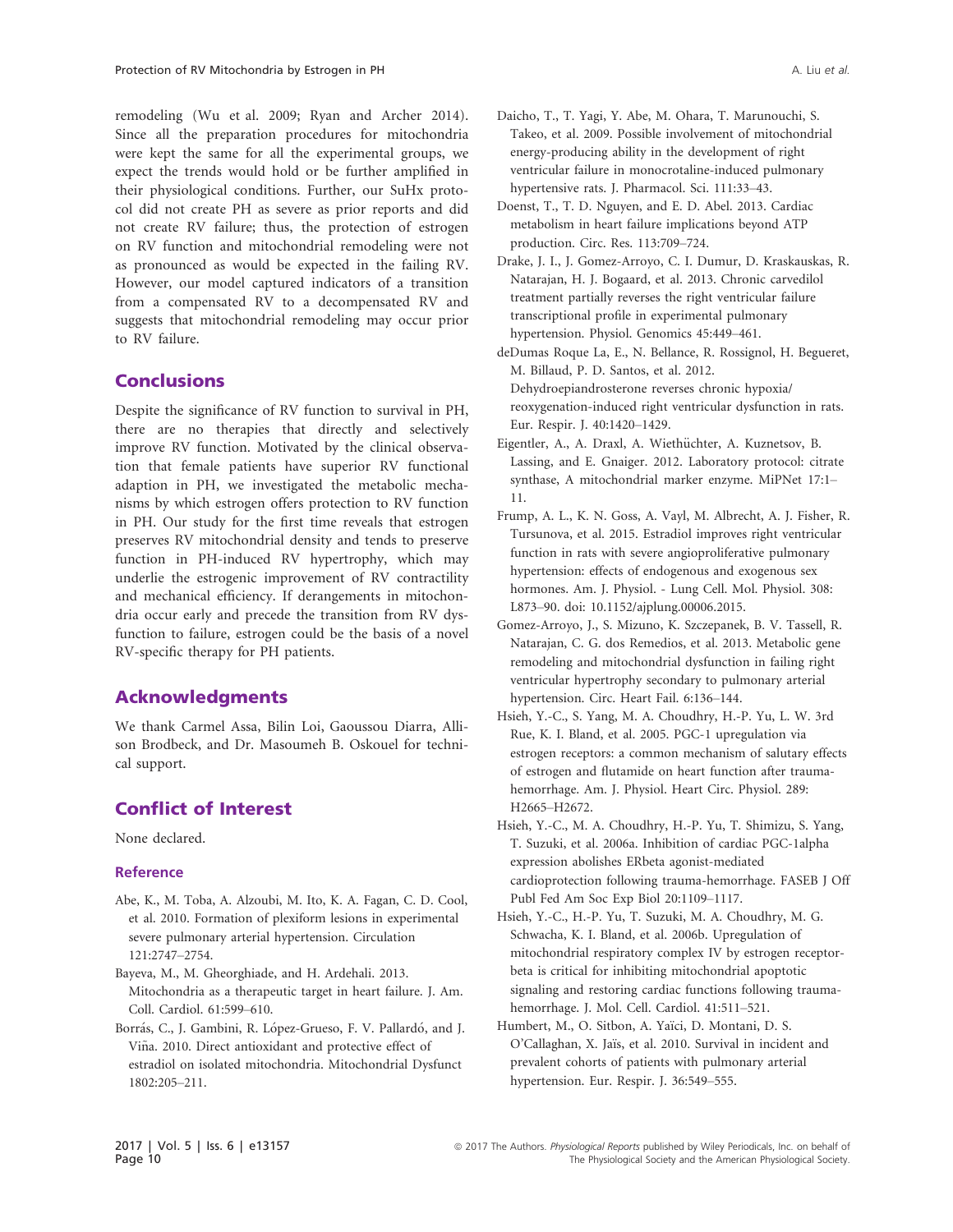remodeling (Wu et al. 2009; Ryan and Archer 2014). Since all the preparation procedures for mitochondria were kept the same for all the experimental groups, we expect the trends would hold or be further amplified in their physiological conditions. Further, our SuHx protocol did not create PH as severe as prior reports and did not create RV failure; thus, the protection of estrogen on RV function and mitochondrial remodeling were not as pronounced as would be expected in the failing RV. However, our model captured indicators of a transition from a compensated RV to a decompensated RV and suggests that mitochondrial remodeling may occur prior to RV failure.

## Conclusions

Despite the significance of RV function to survival in PH, there are no therapies that directly and selectively improve RV function. Motivated by the clinical observation that female patients have superior RV functional adaption in PH, we investigated the metabolic mechanisms by which estrogen offers protection to RV function in PH. Our study for the first time reveals that estrogen preserves RV mitochondrial density and tends to preserve function in PH-induced RV hypertrophy, which may underlie the estrogenic improvement of RV contractility and mechanical efficiency. If derangements in mitochondria occur early and precede the transition from RV dysfunction to failure, estrogen could be the basis of a novel RV-specific therapy for PH patients.

## Acknowledgments

We thank Carmel Assa, Bilin Loi, Gaoussou Diarra, Allison Brodbeck, and Dr. Masoumeh B. Oskouel for technical support.

## Conflict of Interest

None declared.

### Reference

Abe, K., M. Toba, A. Alzoubi, M. Ito, K. A. Fagan, C. D. Cool, et al. 2010. Formation of plexiform lesions in experimental severe pulmonary arterial hypertension. Circulation 121:2747–2754.

Bayeva, M., M. Gheorghiade, and H. Ardehali. 2013. Mitochondria as a therapeutic target in heart failure. J. Am. Coll. Cardiol. 61:599–610.

Borrás, C., J. Gambini, R. López-Grueso, F. V. Pallardó, and J. Viña. 2010. Direct antioxidant and protective effect of estradiol on isolated mitochondria. Mitochondrial Dysfunct 1802:205–211.

Daicho, T., T. Yagi, Y. Abe, M. Ohara, T. Marunouchi, S. Takeo, et al. 2009. Possible involvement of mitochondrial energy-producing ability in the development of right ventricular failure in monocrotaline-induced pulmonary hypertensive rats. J. Pharmacol. Sci. 111:33–43.

Doenst, T., T. D. Nguyen, and E. D. Abel. 2013. Cardiac metabolism in heart failure implications beyond ATP production. Circ. Res. 113:709–724.

Drake, J. I., J. Gomez-Arroyo, C. I. Dumur, D. Kraskauskas, R. Natarajan, H. J. Bogaard, et al. 2013. Chronic carvedilol treatment partially reverses the right ventricular failure transcriptional profile in experimental pulmonary hypertension. Physiol. Genomics 45:449–461.

deDumas Roque La, E., N. Bellance, R. Rossignol, H. Begueret, M. Billaud, P. D. Santos, et al. 2012. Dehydroepiandrosterone reverses chronic hypoxia/reoxygenation-induced right ventricular dysfunction in rats. Eur. Respir. J. 40:1420–1429.

Eigentler, A., A. Draxl, A. Wiethüchter, A. Kuznetsov, B. Lassing, and E. Gnaiger. 2012. Laboratory protocol: citrate synthase, A mitochondrial marker enzyme. MiPNet 17:1–11.

Frump, A. L., K. N. Goss, A. Vayl, M. Albrecht, A. J. Fisher, R. Tursunova, et al. 2015. Estradiol improves right ventricular function in rats with severe angioproliferative pulmonary hypertension: effects of endogenous and exogenous sex hormones. Am. J. Physiol. - Lung Cell. Mol. Physiol. 308: L873–90. doi: 10.1152/ajplung.00006.2015.

Gomez-Arroyo, J., S. Mizuno, K. Szczepanek, B. V. Tassell, R. Natarajan, C. G. dos Remedios, et al. 2013. Metabolic gene remodeling and mitochondrial dysfunction in failing right ventricular hypertrophy secondary to pulmonary arterial hypertension. Circ. Heart Fail. 6:136–144.

Hsieh, Y.-C., S. Yang, M. A. Choudhry, H.-P. Yu, L. W. 3rd Rue, K. I. Bland, et al. 2005. PGC-1 upregulation via estrogen receptors: a common mechanism of salutary effects of estrogen and flutamide on heart function after trauma-hemorrhage. Am. J. Physiol. Heart Circ. Physiol. 289: H2665–H2672.

Hsieh, Y.-C., M. A. Choudhry, H.-P. Yu, T. Shimizu, S. Yang, T. Suzuki, et al. 2006a. Inhibition of cardiac PGC-1alpha expression abolishes ERbeta agonist-mediated cardioprotection following trauma-hemorrhage. FASEB J Off Publ Fed Am Soc Exp Biol 20:1109–1117.

Hsieh, Y.-C., H.-P. Yu, T. Suzuki, M. A. Choudhry, M. G. Schwacha, K. I. Bland, et al. 2006b. Upregulation of mitochondrial respiratory complex IV by estrogen receptor-beta is critical for inhibiting mitochondrial apoptotic signaling and restoring cardiac functions following trauma-hemorrhage. J. Mol. Cell. Cardiol. 41:511–521.

Humbert, M., O. Sitbon, A. Yaïci, D. Montani, D. S. O'Callaghan, X. Jaïs, et al. 2010. Survival in incident and prevalent cohorts of patients with pulmonary arterial hypertension. Eur. Respir. J. 36:549–555.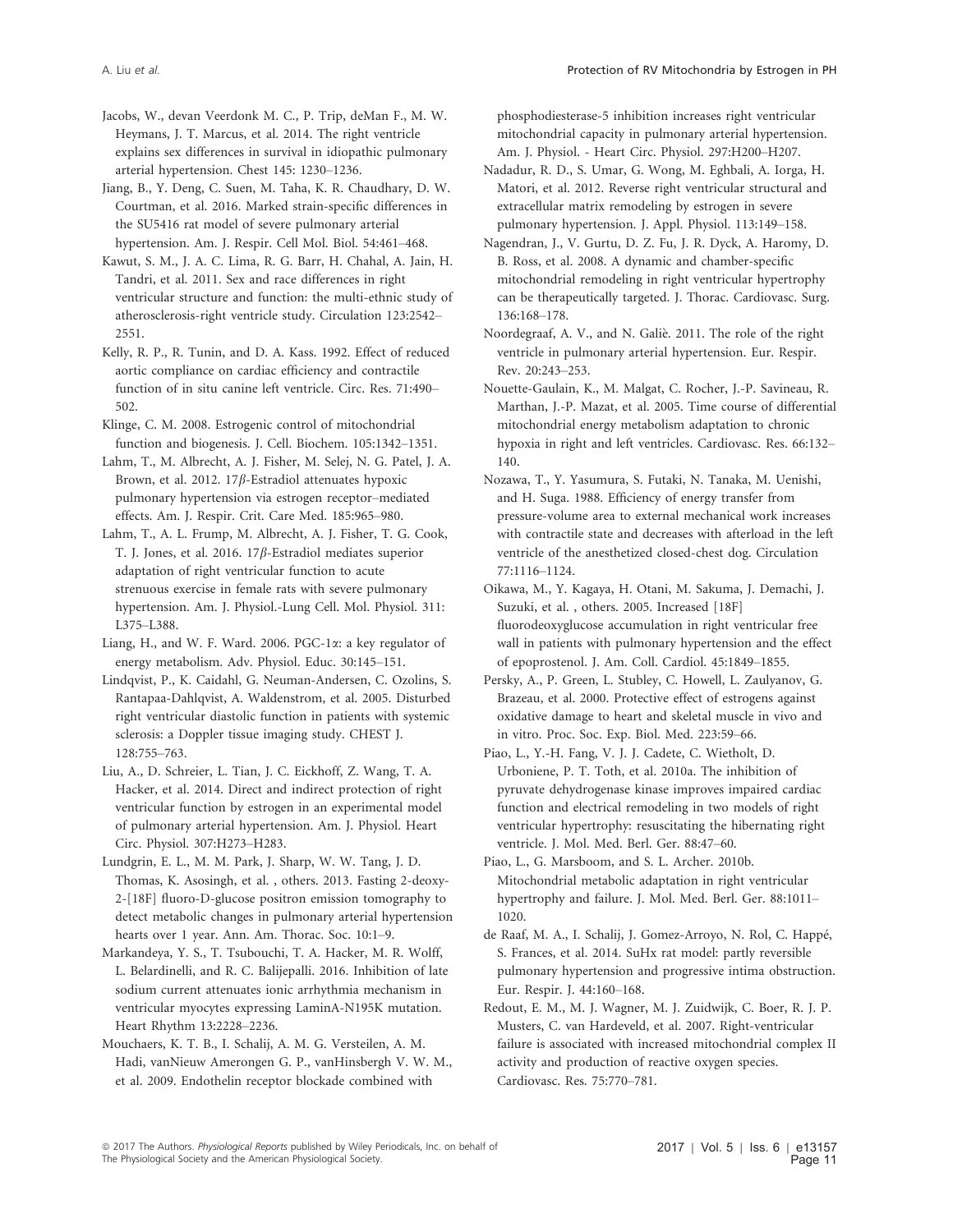Jacobs, W., devan Veerdonk M. C., P. Trip, deMan F., M. W. Heymans, J. T. Marcus, et al. 2014. The right ventricle explains sex differences in survival in idiopathic pulmonary arterial hypertension. Chest 145: 1230–1236.

Jiang, B., Y. Deng, C. Suen, M. Taha, K. R. Chaudhary, D. W. Courtman, et al. 2016. Marked strain-specific differences in the SU5416 rat model of severe pulmonary arterial hypertension. Am. J. Respir. Cell Mol. Biol. 54:461–468.

Kawut, S. M., J. A. C. Lima, R. G. Barr, H. Chahal, A. Jain, H. Tandri, et al. 2011. Sex and race differences in right ventricular structure and function: the multi-ethnic study of atherosclerosis-right ventricle study. Circulation 123:2542–2551.

Kelly, R. P., R. Tunin, and D. A. Kass. 1992. Effect of reduced aortic compliance on cardiac efficiency and contractile function of in situ canine left ventricle. Circ. Res. 71:490–502.

Klinge, C. M. 2008. Estrogenic control of mitochondrial function and biogenesis. J. Cell. Biochem. 105:1342–1351.

Lahm, T., M. Albrecht, A. J. Fisher, M. Selej, N. G. Patel, J. A. Brown, et al. 2012. 17$\beta$-Estradiol attenuates hypoxic pulmonary hypertension via estrogen receptor–mediated effects. Am. J. Respir. Crit. Care Med. 185:965–980.

Lahm, T., A. L. Frump, M. Albrecht, A. J. Fisher, T. G. Cook, T. J. Jones, et al. 2016. 17$\beta$-Estradiol mediates superior adaptation of right ventricular function to acute strenuous exercise in female rats with severe pulmonary hypertension. Am. J. Physiol.-Lung Cell. Mol. Physiol. 311: L375–L388.

Liang, H., and W. F. Ward. 2006. PGC-1$\alpha$: a key regulator of energy metabolism. Adv. Physiol. Educ. 30:145–151.

Lindqvist, P., K. Caidahl, G. Neuman-Andersen, C. Ozolins, S. Rantapaa-Dahlqvist, A. Waldenstrom, et al. 2005. Disturbed right ventricular diastolic function in patients with systemic sclerosis: a Doppler tissue imaging study. CHEST J. 128:755–763.

Liu, A., D. Schreier, L. Tian, J. C. Eickhoff, Z. Wang, T. A. Hacker, et al. 2014. Direct and indirect protection of right ventricular function by estrogen in an experimental model of pulmonary arterial hypertension. Am. J. Physiol. Heart Circ. Physiol. 307:H273–H283.

Lundgrin, E. L., M. M. Park, J. Sharp, W. W. Tang, J. D. Thomas, K. Asosingh, et al. , others. 2013. Fasting 2-deoxy-2-[18F] fluoro-D-glucose positron emission tomography to detect metabolic changes in pulmonary arterial hypertension hearts over 1 year. Ann. Am. Thorac. Soc. 10:1–9.

Markandeya, Y. S., T. Tsubouchi, T. A. Hacker, M. R. Wolff, L. Belardinelli, and R. C. Balijepalli. 2016. Inhibition of late sodium current attenuates ionic arrhythmia mechanism in ventricular myocytes expressing LaminA-N195K mutation. Heart Rhythm 13:2228–2236.

Mouchaers, K. T. B., I. Schalij, A. M. G. Versteilen, A. M. Hadi, vanNieuw Amerongen G. P., vanHinsbergh V. W. M., et al. 2009. Endothelin receptor blockade combined with phosphodiesterase-5 inhibition increases right ventricular mitochondrial capacity in pulmonary arterial hypertension. Am. J. Physiol. - Heart Circ. Physiol. 297:H200–H207.

Nadadur, R. D., S. Umar, G. Wong, M. Eghbali, A. Iorga, H. Matori, et al. 2012. Reverse right ventricular structural and extracellular matrix remodeling by estrogen in severe pulmonary hypertension. J. Appl. Physiol. 113:149–158.

Nagendran, J., V. Gurtu, D. Z. Fu, J. R. Dyck, A. Haromy, D. B. Ross, et al. 2008. A dynamic and chamber-specific mitochondrial remodeling in right ventricular hypertrophy can be therapeutically targeted. J. Thorac. Cardiovasc. Surg. 136:168–178.

Noordegraaf, A. V., and N. Galiè. 2011. The role of the right ventricle in pulmonary arterial hypertension. Eur. Respir. Rev. 20:243–253.

Nouette-Gaulain, K., M. Malgat, C. Rocher, J.-P. Savineau, R. Marthan, J.-P. Mazat, et al. 2005. Time course of differential mitochondrial energy metabolism adaptation to chronic hypoxia in right and left ventricles. Cardiovasc. Res. 66:132–140.

Nozawa, T., Y. Yasumura, S. Futaki, N. Tanaka, M. Uenishi, and H. Suga. 1988. Efficiency of energy transfer from pressure-volume area to external mechanical work increases with contractile state and decreases with afterload in the left ventricle of the anesthetized closed-chest dog. Circulation 77:1116–1124.

Oikawa, M., Y. Kagaya, H. Otani, M. Sakuma, J. Demachi, J. Suzuki, et al. , others. 2005. Increased [18F] fluorodeoxyglucose accumulation in right ventricular free wall in patients with pulmonary hypertension and the effect of epoprostenol. J. Am. Coll. Cardiol. 45:1849–1855.

Persky, A., P. Green, L. Stubley, C. Howell, L. Zaulyanov, G. Brazeau, et al. 2000. Protective effect of estrogens against oxidative damage to heart and skeletal muscle in vivo and in vitro. Proc. Soc. Exp. Biol. Med. 223:59–66.

Piao, L., Y.-H. Fang, V. J. J. Cadete, C. Wietholt, D. Urboniene, P. T. Toth, et al. 2010a. The inhibition of pyruvate dehydrogenase kinase improves impaired cardiac function and electrical remodeling in two models of right ventricular hypertrophy: resuscitating the hibernating right ventricle. J. Mol. Med. Berl. Ger. 88:47–60.

Piao, L., G. Marsboom, and S. L. Archer. 2010b. Mitochondrial metabolic adaptation in right ventricular hypertrophy and failure. J. Mol. Med. Berl. Ger. 88:1011–1020.

de Raaf, M. A., I. Schalij, J. Gomez-Arroyo, N. Rol, C. Happé, S. Frances, et al. 2014. SuHx rat model: partly reversible pulmonary hypertension and progressive intima obstruction. Eur. Respir. J. 44:160–168.

Redout, E. M., M. J. Wagner, M. J. Zuidwijk, C. Boer, R. J. P. Musters, C. van Hardeveld, et al. 2007. Right-ventricular failure is associated with increased mitochondrial complex II activity and production of reactive oxygen species. Cardiovasc. Res. 75:770–781.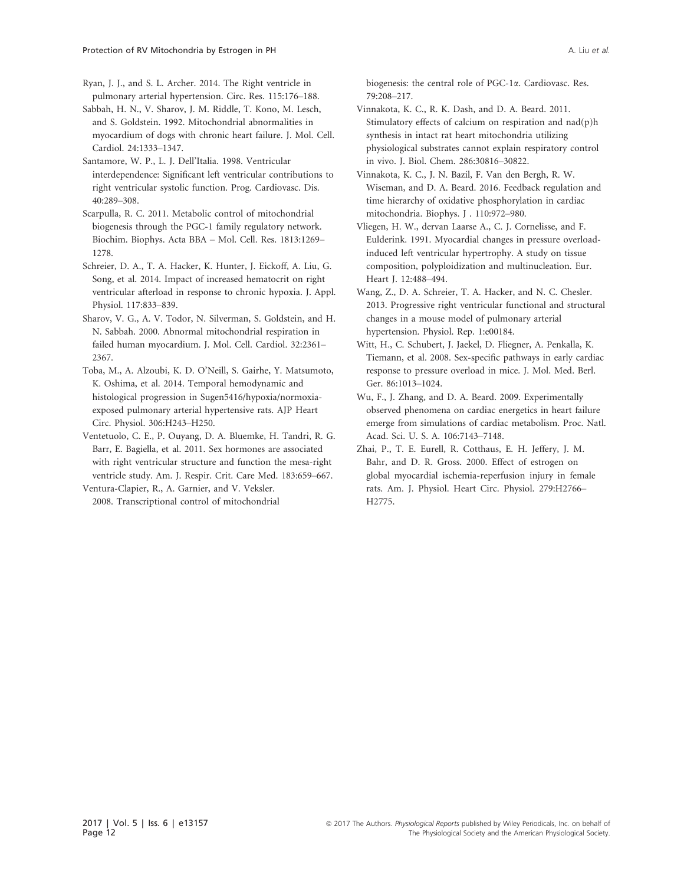Ryan, J. J., and S. L. Archer. 2014. The Right ventricle in pulmonary arterial hypertension. Circ. Res. 115:176–188.

Sabbah, H. N., V. Sharov, J. M. Riddle, T. Kono, M. Lesch, and S. Goldstein. 1992. Mitochondrial abnormalities in myocardium of dogs with chronic heart failure. J. Mol. Cell. Cardiol. 24:1333–1347.

Santamore, W. P., L. J. Dell'Italia. 1998. Ventricular interdependence: Significant left ventricular contributions to right ventricular systolic function. Prog. Cardiovasc. Dis. 40:289–308.

Scarpulla, R. C. 2011. Metabolic control of mitochondrial biogenesis through the PGC-1 family regulatory network. Biochim. Biophys. Acta BBA – Mol. Cell. Res. 1813:1269–1278.

Schreier, D. A., T. A. Hacker, K. Hunter, J. Eickoff, A. Liu, G. Song, et al. 2014. Impact of increased hematocrit on right ventricular afterload in response to chronic hypoxia. J. Appl. Physiol. 117:833–839.

Sharov, V. G., A. V. Todor, N. Silverman, S. Goldstein, and H. N. Sabbah. 2000. Abnormal mitochondrial respiration in failed human myocardium. J. Mol. Cell. Cardiol. 32:2361–2367.

Toba, M., A. Alzoubi, K. D. O'Neill, S. Gairhe, Y. Matsumoto, K. Oshima, et al. 2014. Temporal hemodynamic and histological progression in Sugen5416/hypoxia/normoxia-exposed pulmonary arterial hypertensive rats. AJP Heart Circ. Physiol. 306:H243–H250.

Ventetuolo, C. E., P. Ouyang, D. A. Bluemke, H. Tandri, R. G. Barr, E. Bagiella, et al. 2011. Sex hormones are associated with right ventricular structure and function the mesa-right ventricle study. Am. J. Respir. Crit. Care Med. 183:659–667.

Ventura-Clapier, R., A. Garnier, and V. Veksler. 2008. Transcriptional control of mitochondrial biogenesis: the central role of PGC-1α. Cardiovasc. Res. 79:208–217.

Vinnakota, K. C., R. K. Dash, and D. A. Beard. 2011. Stimulatory effects of calcium on respiration and nad(p)h synthesis in intact rat heart mitochondria utilizing physiological substrates cannot explain respiratory control in vivo. J. Biol. Chem. 286:30816–30822.

Vinnakota, K. C., J. N. Bazil, F. Van den Bergh, R. W. Wiseman, and D. A. Beard. 2016. Feedback regulation and time hierarchy of oxidative phosphorylation in cardiac mitochondria. Biophys. J . 110:972–980.

Vliegen, H. W., dervan Laarse A., C. J. Cornelisse, and F. Eulderink. 1991. Myocardial changes in pressure overload-induced left ventricular hypertrophy. A study on tissue composition, polyploidization and multinucleation. Eur. Heart J. 12:488–494.

Wang, Z., D. A. Schreier, T. A. Hacker, and N. C. Chesler. 2013. Progressive right ventricular functional and structural changes in a mouse model of pulmonary arterial hypertension. Physiol. Rep. 1:e00184.

Witt, H., C. Schubert, J. Jaekel, D. Fliegner, A. Penkalla, K. Tiemann, et al. 2008. Sex-specific pathways in early cardiac response to pressure overload in mice. J. Mol. Med. Berl. Ger. 86:1013–1024.

Wu, F., J. Zhang, and D. A. Beard. 2009. Experimentally observed phenomena on cardiac energetics in heart failure emerge from simulations of cardiac metabolism. Proc. Natl. Acad. Sci. U. S. A. 106:7143–7148.

Zhai, P., T. E. Eurell, R. Cotthaus, E. H. Jeffery, J. M. Bahr, and D. R. Gross. 2000. Effect of estrogen on global myocardial ischemia-reperfusion injury in female rats. Am. J. Physiol. Heart Circ. Physiol. 279:H2766–H2775.